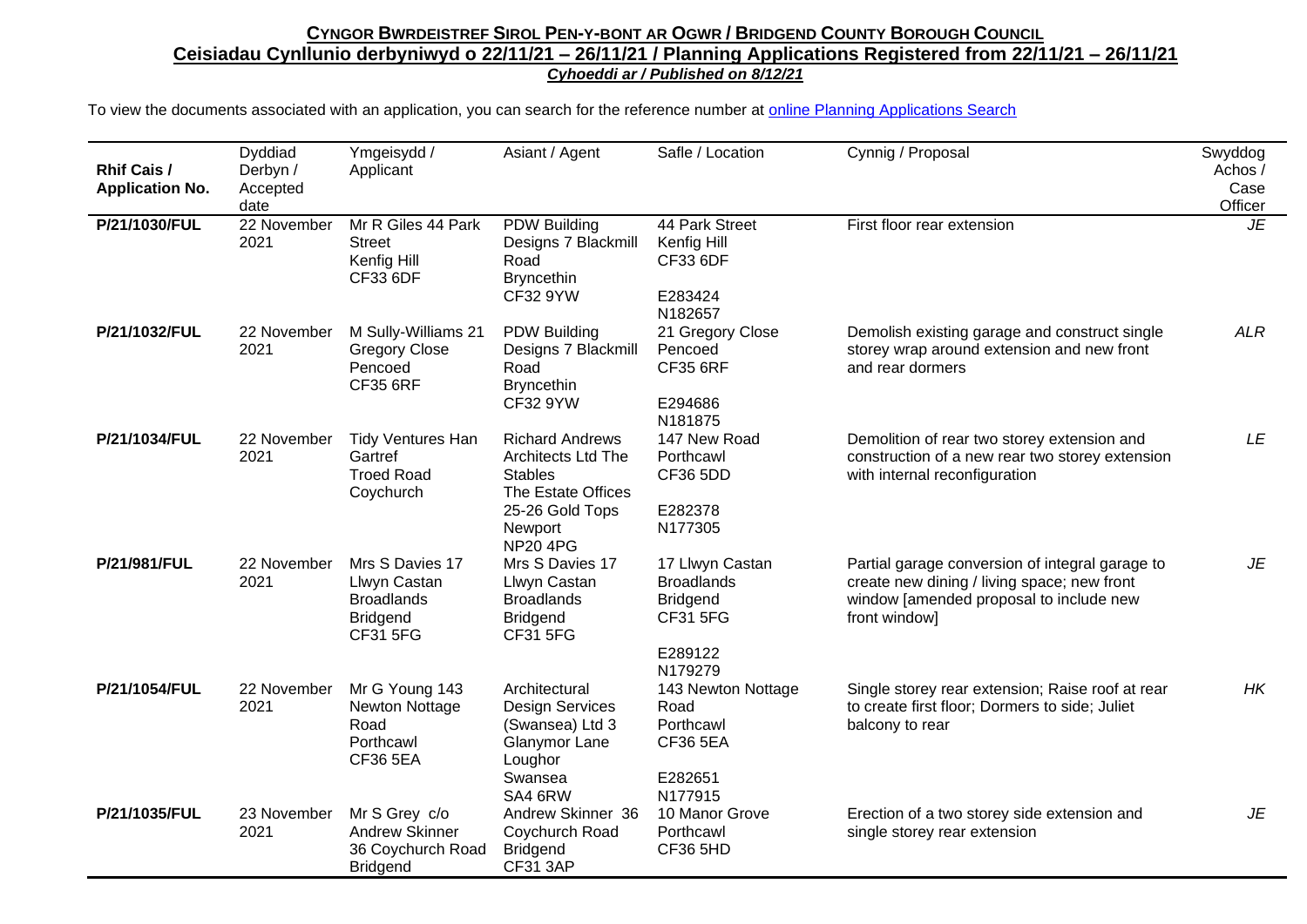**CYNGOR BWRDEISTREF SIROL PEN-Y-BONT AR OGWR / BRIDGEND COUNTY BOROUGH COUNCIL**

**Ceisiadau Cynllunio derbyniwyd o 22/11/21 – 26/11/21 / Planning Applications Registered from 22/11/21 – 26/11/21**

***Cyhoeddi ar / Published on 8/12/21***

To view the documents associated with an application, you can search for the reference number at online Planning Applications Search

| Rhif Cais / Application No. | Dyddiad Derbyn / Accepted date | Ymgeisydd / Applicant | Asiant / Agent | Safle / Location | Cynnig / Proposal | Swyddog Achos / Case Officer |
|---|---|---|---|---|---|---|
| **P/21/1030/FUL** | 22 November 2021 | Mr R Giles 44 Park Street Kenfig Hill CF33 6DF | PDW Building Designs 7 Blackmill Road Bryncethin CF32 9YW | 44 Park Street Kenfig Hill CF33 6DF<br>E283424 N182657 | First floor rear extension | *JE* |
| **P/21/1032/FUL** | 22 November 2021 | M Sully-Williams 21 Gregory Close Pencoed CF35 6RF | PDW Building Designs 7 Blackmill Road Bryncethin CF32 9YW | 21 Gregory Close Pencoed CF35 6RF<br>E294686 N181875 | Demolish existing garage and construct single storey wrap around extension and new front and rear dormers | *ALR* |
| **P/21/1034/FUL** | 22 November 2021 | Tidy Ventures Han Gartref Troed Road Coychurch | Richard Andrews Architects Ltd The Stables The Estate Offices 25-26 Gold Tops Newport NP20 4PG | 147 New Road Porthcawl CF36 5DD<br>E282378 N177305 | Demolition of rear two storey extension and construction of a new rear two storey extension with internal reconfiguration | *LE* |
| **P/21/981/FUL** | 22 November 2021 | Mrs S Davies 17 Llwyn Castan Broadlands Bridgend CF31 5FG | Mrs S Davies 17 Llwyn Castan Broadlands Bridgend CF31 5FG | 17 Llwyn Castan Broadlands Bridgend CF31 5FG<br>E289122 N179279 | Partial garage conversion of integral garage to create new dining / living space; new front window [amended proposal to include new front window] | *JE* |
| **P/21/1054/FUL** | 22 November 2021 | Mr G Young 143 Newton Nottage Road Porthcawl CF36 5EA | Architectural Design Services (Swansea) Ltd 3 Glanymor Lane Loughor Swansea SA4 6RW | 143 Newton Nottage Road Porthcawl CF36 5EA<br>E282651 N177915 | Single storey rear extension; Raise roof at rear to create first floor; Dormers to side; Juliet balcony to rear | *HK* |
| **P/21/1035/FUL** | 23 November 2021 | Mr S Grey c/o Andrew Skinner 36 Coychurch Road Bridgend | Andrew Skinner 36 Coychurch Road Bridgend CF31 3AP | 10 Manor Grove Porthcawl CF36 5HD | Erection of a two storey side extension and single storey rear extension | *JE* |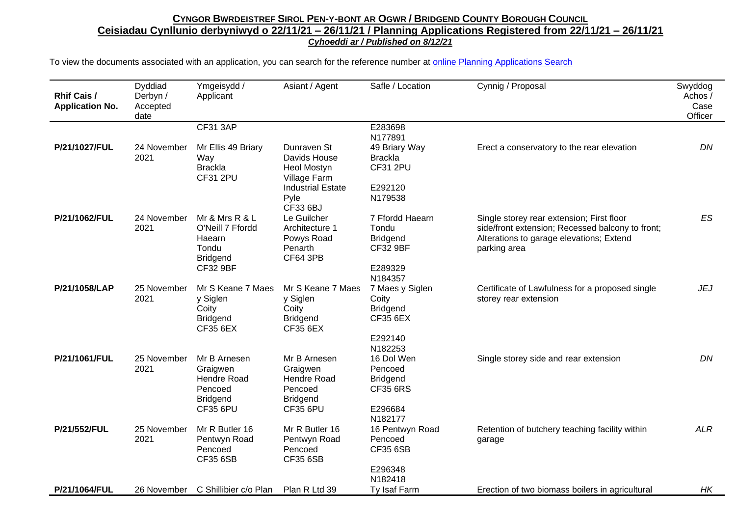**CYNGOR BWRDEISTREF SIROL PEN-Y-BONT AR OGWR / BRIDGEND COUNTY BOROUGH COUNCIL**

**Ceisiadau Cynllunio derbyniwyd o 22/11/21 – 26/11/21 / Planning Applications Registered from 22/11/21 – 26/11/21**

***Cyhoeddi ar / Published on 8/12/21***

To view the documents associated with an application, you can search for the reference number at online Planning Applications Search

| Rhif Cais / Application No. | Dyddiad Derbyn / Accepted date | Ymgeisydd / Applicant | Asiant / Agent | Safle / Location | Cynnig / Proposal | Swyddog Achos / Case Officer |
|---|---|---|---|---|---|---|
| | | CF31 3AP | | E283698 N177891 | | |
| **P/21/1027/FUL** | 24 November 2021 | Mr Ellis 49 Briary Way Brackla CF31 2PU | Dunraven St Davids House Heol Mostyn Village Farm Industrial Estate Pyle CF33 6BJ | 49 Briary Way Brackla CF31 2PU E292120 N179538 | Erect a conservatory to the rear elevation | *DN* |
| **P/21/1062/FUL** | 24 November 2021 | Mr & Mrs R & L O'Neill 7 Ffordd Haearn Tondu Bridgend CF32 9BF | Le Guilcher Architecture 1 Powys Road Penarth CF64 3PB | 7 Ffordd Haearn Tondu Bridgend CF32 9BF E289329 N184357 | Single storey rear extension; First floor side/front extension; Recessed balcony to front; Alterations to garage elevations; Extend parking area | *ES* |
| **P/21/1058/LAP** | 25 November 2021 | Mr S Keane 7 Maes y Siglen Coity Bridgend CF35 6EX | Mr S Keane 7 Maes y Siglen Coity Bridgend CF35 6EX | 7 Maes y Siglen Coity Bridgend CF35 6EX E292140 N182253 | Certificate of Lawfulness for a proposed single storey rear extension | *JEJ* |
| **P/21/1061/FUL** | 25 November 2021 | Mr B Arnesen Graigwen Hendre Road Pencoed Bridgend CF35 6PU | Mr B Arnesen Graigwen Hendre Road Pencoed Bridgend CF35 6PU | 16 Dol Wen Pencoed Bridgend CF35 6RS E296684 N182177 | Single storey side and rear extension | *DN* |
| **P/21/552/FUL** | 25 November 2021 | Mr R Butler 16 Pentwyn Road Pencoed CF35 6SB | Mr R Butler 16 Pentwyn Road Pencoed CF35 6SB | 16 Pentwyn Road Pencoed CF35 6SB E296348 N182418 | Retention of butchery teaching facility within garage | *ALR* |
| **P/21/1064/FUL** | 26 November | C Shillibier c/o Plan | Plan R Ltd 39 | Ty Isaf Farm | Erection of two biomass boilers in agricultural | *HK* |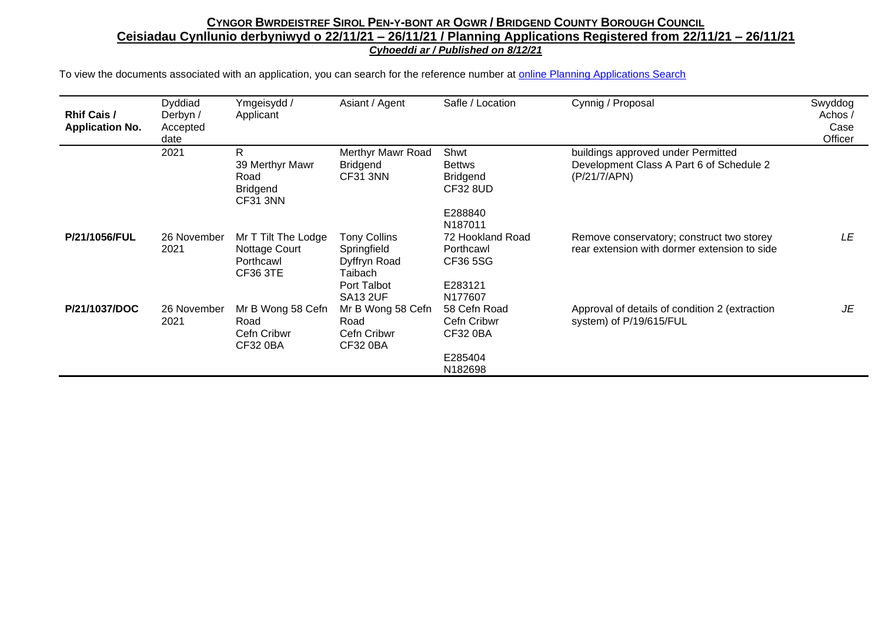**CYNGOR BWRDEISTREF SIROL PEN-Y-BONT AR OGWR / BRIDGEND COUNTY BOROUGH COUNCIL**

**Ceisiadau Cynllunio derbyniwyd o 22/11/21 – 26/11/21 / Planning Applications Registered from 22/11/21 – 26/11/21**

***Cyhoeddi ar / Published on 8/12/21***

To view the documents associated with an application, you can search for the reference number at online Planning Applications Search

| Rhif Cais / Application No. | Dyddiad Derbyn / Accepted date | Ymgeisydd / Applicant | Asiant / Agent | Safle / Location | Cynnig / Proposal | Swyddog Achos / Case Officer |
|---|---|---|---|---|---|---|
| | 2021 | R 39 Merthyr Mawr Road Bridgend CF31 3NN | Merthyr Mawr Road Bridgend CF31 3NN | Shwt Bettws Bridgend CF32 8UD E288840 N187011 | buildings approved under Permitted Development Class A Part 6 of Schedule 2 (P/21/7/APN) | |
| **P/21/1056/FUL** | 26 November 2021 | Mr T Tilt The Lodge Nottage Court Porthcawl CF36 3TE | Tony Collins Springfield Dyffryn Road Taibach Port Talbot SA13 2UF | 72 Hookland Road Porthcawl CF36 5SG E283121 N177607 | Remove conservatory; construct two storey rear extension with dormer extension to side | *LE* |
| **P/21/1037/DOC** | 26 November 2021 | Mr B Wong 58 Cefn Road Cefn Cribwr CF32 0BA | Mr B Wong 58 Cefn Road Cefn Cribwr CF32 0BA | 58 Cefn Road Cefn Cribwr CF32 0BA E285404 N182698 | Approval of details of condition 2 (extraction system) of P/19/615/FUL | *JE* |